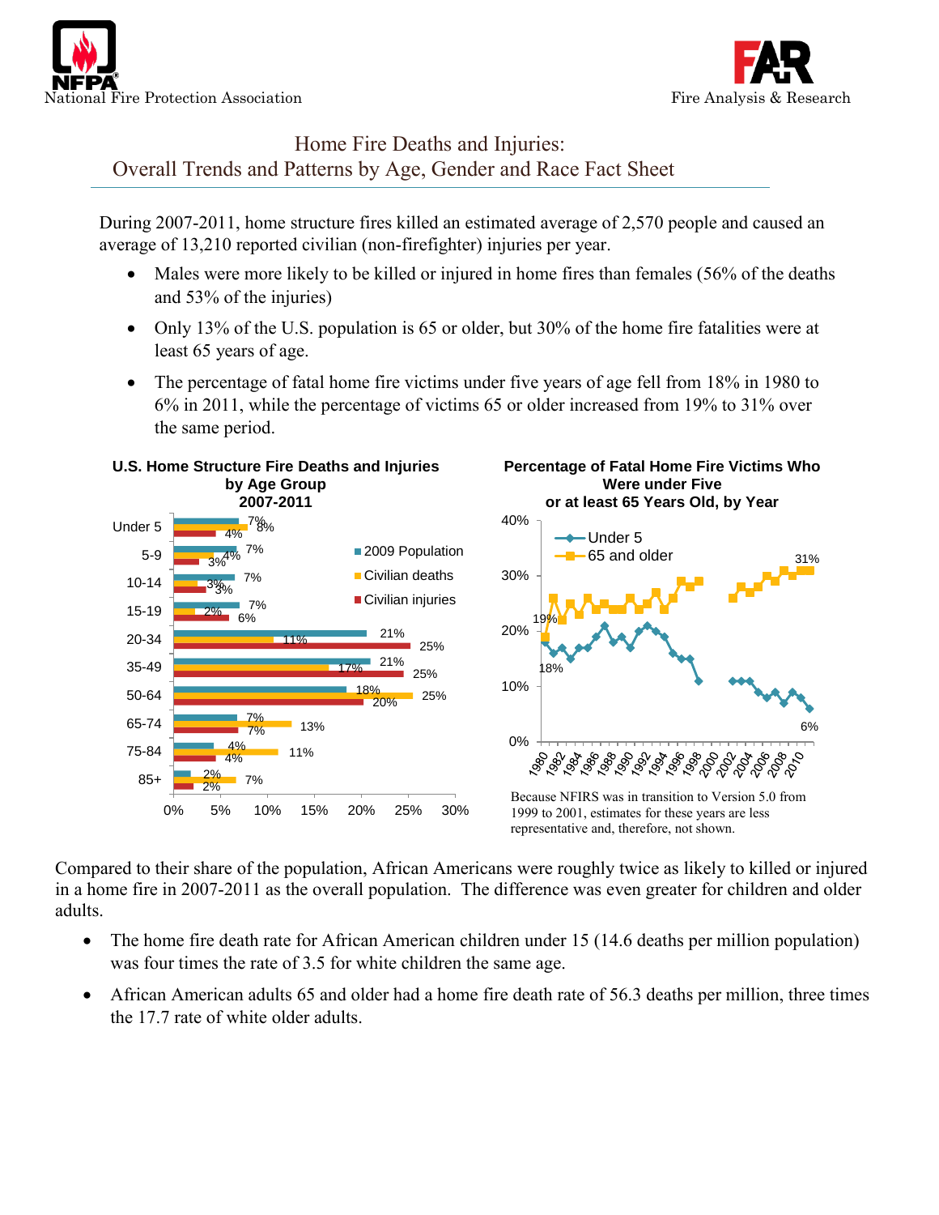National Fire Protection Association

Fire Analysis & Research

# Home Fire Deaths and Injuries: Overall Trends and Patterns by Age, Gender and Race Fact Sheet

During 2007-2011, home structure fires killed an estimated average of 2,570 people and caused an average of 13,210 reported civilian (non-firefighter) injuries per year.

- Males were more likely to be killed or injured in home fires than females (56% of the deaths and 53% of the injuries)
- Only 13% of the U.S. population is 65 or older, but 30% of the home fire fatalities were at least 65 years of age.
- The percentage of fatal home fire victims under five years of age fell from 18% in 1980 to 6% in 2011, while the percentage of victims 65 or older increased from 19% to 31% over the same period.

**U.S. Home Structure Fire Deaths and Injuries by Age Group 2007-2011**

| Age group | 2009 Population | Civilian deaths | Civilian injuries |
|---|---|---|---|
| Under 5 | 7% | 8% | 4% |
| 5-9 | 7% | 4% | 3% |
| 10-14 | 7% | 3% | 3% |
| 15-19 | 7% | 2% | 6% |
| 20-34 | 21% | 11% | 25% |
| 35-49 | 21% | 17% | 25% |
| 50-64 | 18% | 25% | 20% |
| 65-74 | 7% | 13% | 7% |
| 75-84 | 4% | 11% | 4% |
| 85+ | 2% | 7% | 2% |

**Percentage of Fatal Home Fire Victims Who Were under Five or at least 65 Years Old, by Year**

| Year | Under 5 | 65 and older |
|---|---|---|
| 1980 | 18% | 19% |
| 2011 | 6% | 31% |

Because NFIRS was in transition to Version 5.0 from 1999 to 2001, estimates for these years are less representative and, therefore, not shown.

Compared to their share of the population, African Americans were roughly twice as likely to killed or injured in a home fire in 2007-2011 as the overall population. The difference was even greater for children and older adults.

- The home fire death rate for African American children under 15 (14.6 deaths per million population) was four times the rate of 3.5 for white children the same age.
- African American adults 65 and older had a home fire death rate of 56.3 deaths per million, three times the 17.7 rate of white older adults.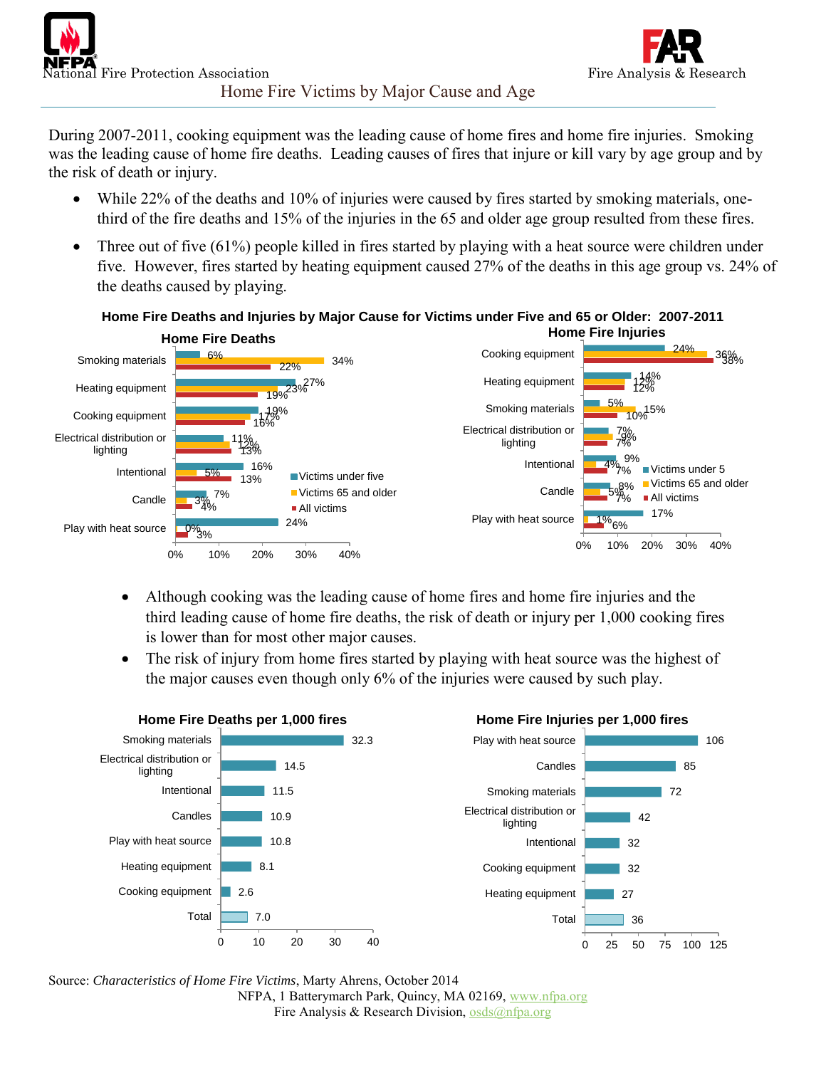National Fire Protection Association

Fire Analysis & Research

# Home Fire Victims by Major Cause and Age

During 2007-2011, cooking equipment was the leading cause of home fires and home fire injuries. Smoking was the leading cause of home fire deaths. Leading causes of fires that injure or kill vary by age group and by the risk of death or injury.

- While 22% of the deaths and 10% of injuries were caused by fires started by smoking materials, one-third of the fire deaths and 15% of the injuries in the 65 and older age group resulted from these fires.
- Three out of five (61%) people killed in fires started by playing with a heat source were children under five. However, fires started by heating equipment caused 27% of the deaths in this age group vs. 24% of the deaths caused by playing.

**Home Fire Deaths and Injuries by Major Cause for Victims under Five and 65 or Older: 2007-2011**

**Home Fire Deaths**

Smoking materials 6% 34% 22%
Heating equipment 27% 23% 19%
Cooking equipment 19% 17% 16%
Electrical distribution or lighting 11% 12% 13%
Intentional 16% 5% 13%
Candle 7% 3% 4%
Play with heat source 24% 0% 3%
0% 10% 20% 30% 40%
Victims under five
Victims 65 and older
All victims

**Home Fire Injuries**

Cooking equipment 24% 36% 38%
Heating equipment 14% 12% 12%
Smoking materials 5% 15% 10%
Electrical distribution or lighting 7% 9% 7%
Intentional 9% 4% 7%
Candle 8% 5% 7%
Play with heat source 17% 1% 6%
0% 10% 20% 30% 40%
Victims under 5
Victims 65 and older
All victims

- Although cooking was the leading cause of home fires and home fire injuries and the third leading cause of home fire deaths, the risk of death or injury per 1,000 cooking fires is lower than for most other major causes.
- The risk of injury from home fires started by playing with heat source was the highest of the major causes even though only 6% of the injuries were caused by such play.

**Home Fire Deaths per 1,000 fires**

Smoking materials 32.3
Electrical distribution or lighting 14.5
Intentional 11.5
Candles 10.9
Play with heat source 10.8
Heating equipment 8.1
Cooking equipment 2.6
Total 7.0
0 10 20 30 40

**Home Fire Injuries per 1,000 fires**

Play with heat source 106
Candles 85
Smoking materials 72
Electrical distribution or lighting 42
Intentional 32
Cooking equipment 32
Heating equipment 27
Total 36
0 25 50 75 100 125

Source: *Characteristics of Home Fire Victims*, Marty Ahrens, October 2014
NFPA, 1 Batterymarch Park, Quincy, MA 02169, www.nfpa.org
Fire Analysis & Research Division, osds@nfpa.org